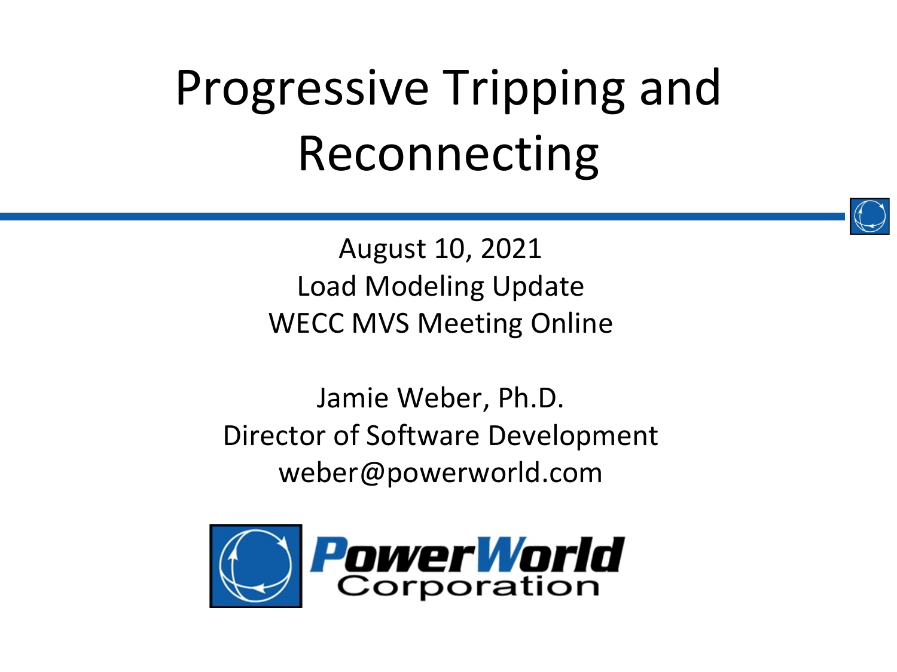# Progressive Tripping and Reconnecting

August 10, 2021
Load Modeling Update
WECC MVS Meeting Online

Jamie Weber, Ph.D.
Director of Software Development
weber@powerworld.com

PowerWorld Corporation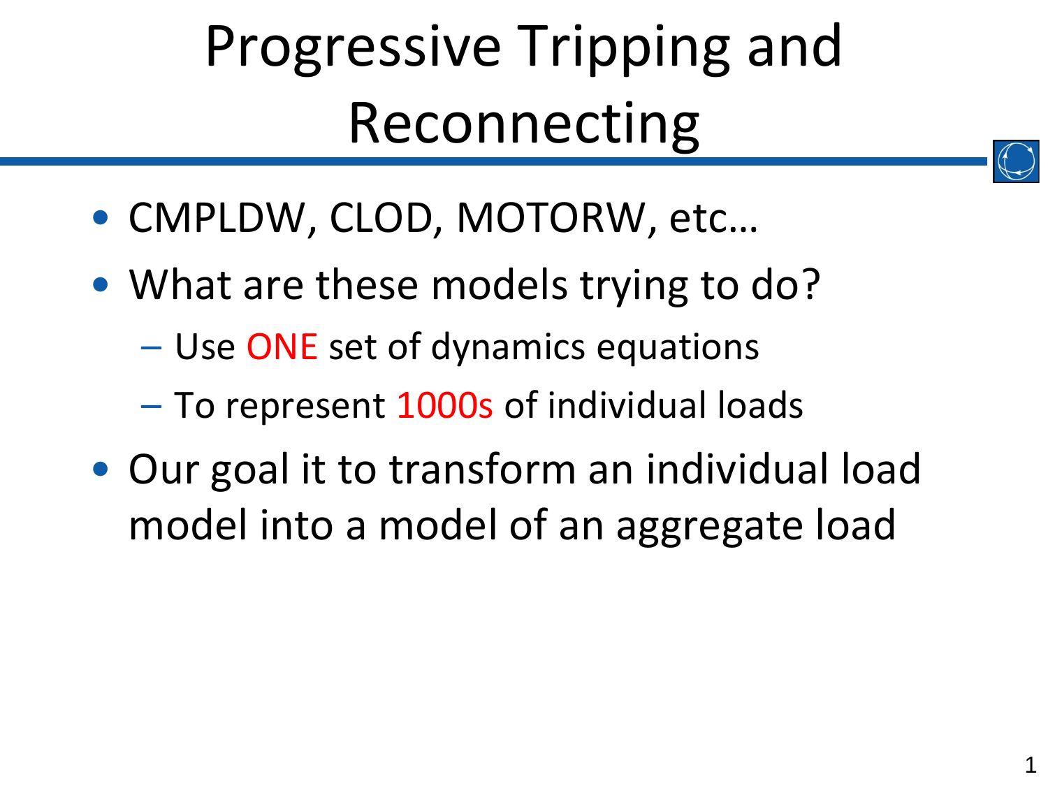# Progressive Tripping and Reconnecting

- CMPLDW, CLOD, MOTORW, etc…
- What are these models trying to do?
  - Use ONE set of dynamics equations
  - To represent 1000s of individual loads
- Our goal it to transform an individual load model into a model of an aggregate load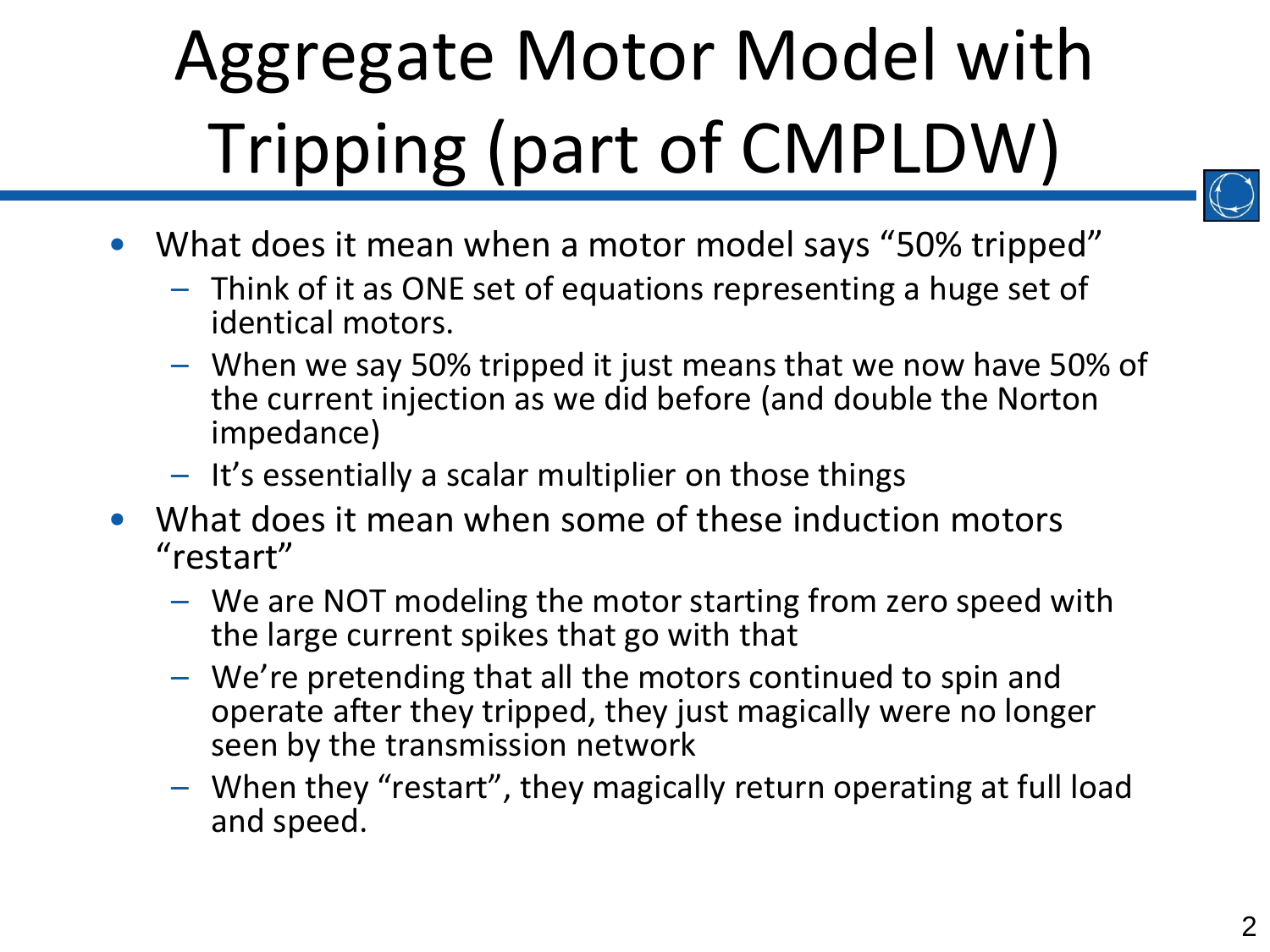# Aggregate Motor Model with Tripping (part of CMPLDW)

- What does it mean when a motor model says "50% tripped"
  - Think of it as ONE set of equations representing a huge set of identical motors.
  - When we say 50% tripped it just means that we now have 50% of the current injection as we did before (and double the Norton impedance)
  - It's essentially a scalar multiplier on those things
- What does it mean when some of these induction motors "restart"
  - We are NOT modeling the motor starting from zero speed with the large current spikes that go with that
  - We're pretending that all the motors continued to spin and operate after they tripped, they just magically were no longer seen by the transmission network
  - When they "restart", they magically return operating at full load and speed.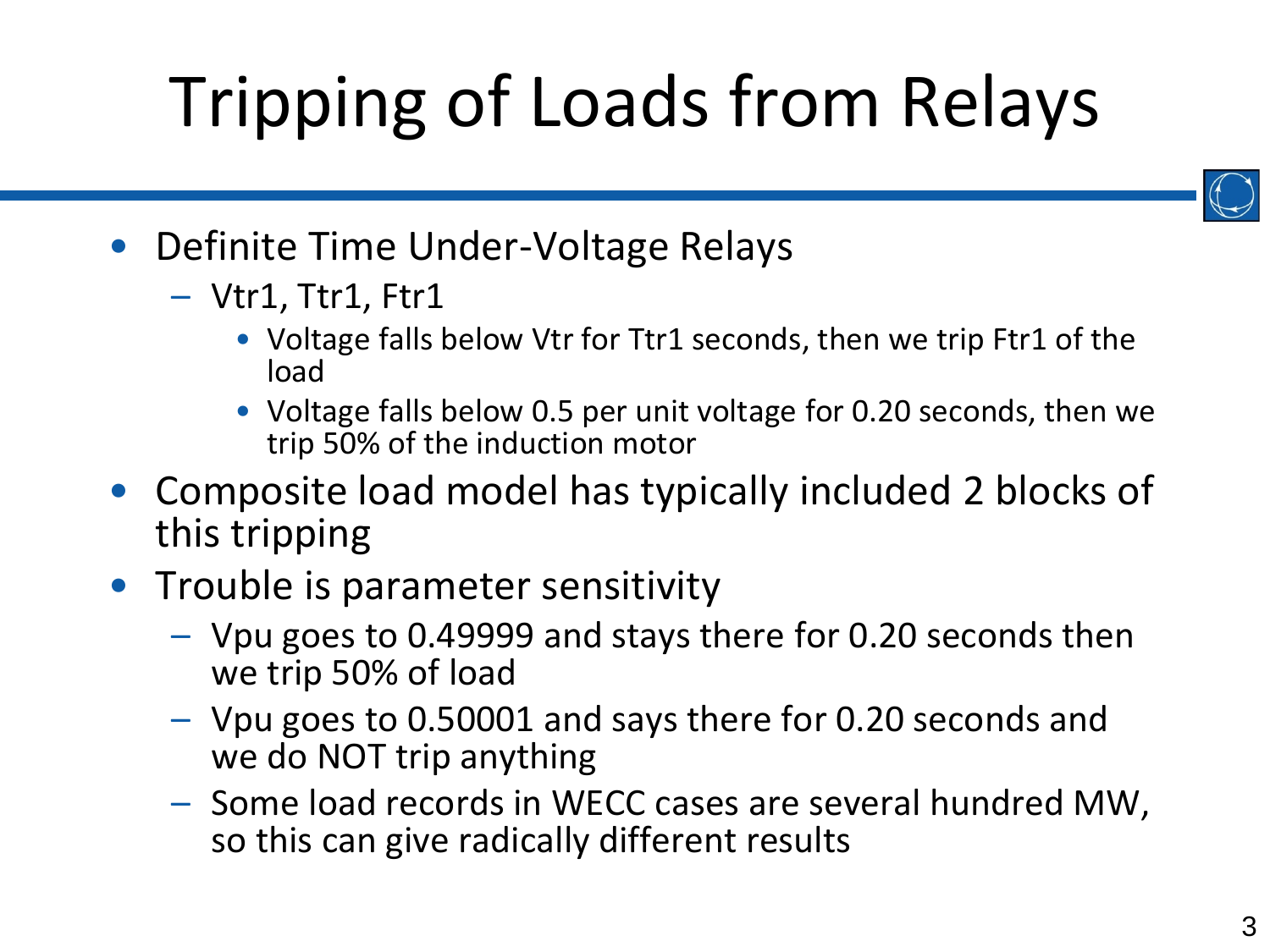# Tripping of Loads from Relays

- Definite Time Under-Voltage Relays
  - Vtr1, Ttr1, Ftr1
    - Voltage falls below Vtr for Ttr1 seconds, then we trip Ftr1 of the load
    - Voltage falls below 0.5 per unit voltage for 0.20 seconds, then we trip 50% of the induction motor
- Composite load model has typically included 2 blocks of this tripping
- Trouble is parameter sensitivity
  - Vpu goes to 0.49999 and stays there for 0.20 seconds then we trip 50% of load
  - Vpu goes to 0.50001 and says there for 0.20 seconds and we do NOT trip anything
  - Some load records in WECC cases are several hundred MW, so this can give radically different results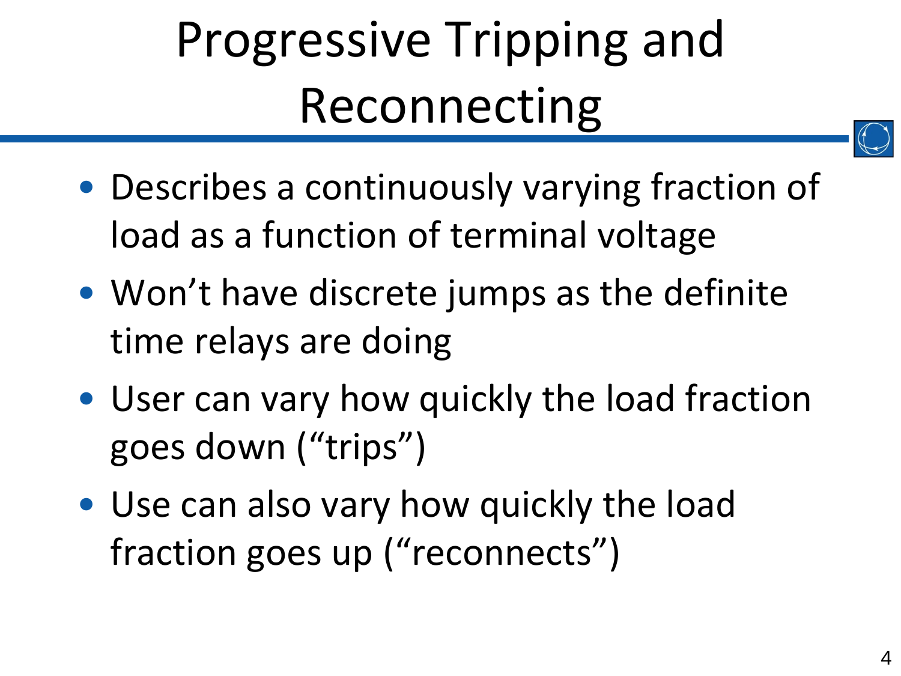# Progressive Tripping and Reconnecting

- Describes a continuously varying fraction of load as a function of terminal voltage
- Won't have discrete jumps as the definite time relays are doing
- User can vary how quickly the load fraction goes down ("trips")
- Use can also vary how quickly the load fraction goes up ("reconnects")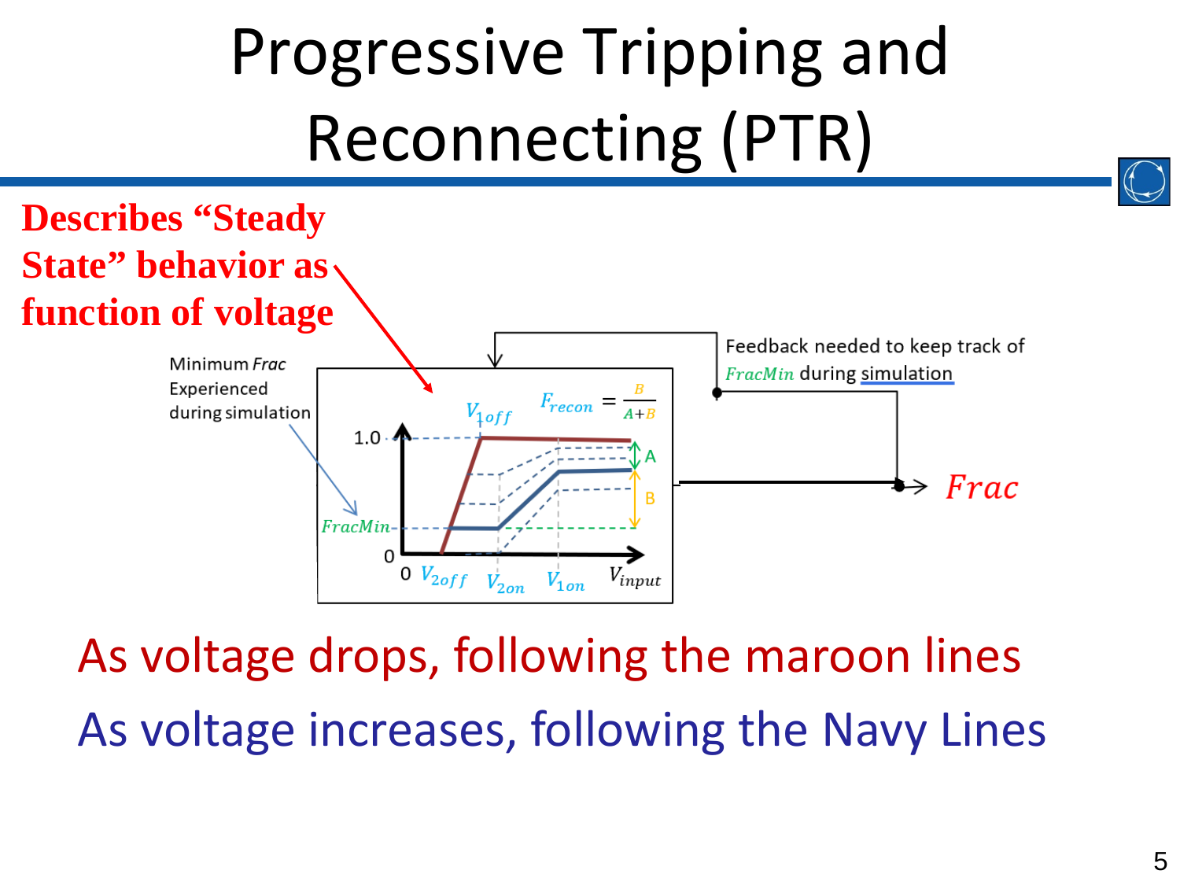# Progressive Tripping and Reconnecting (PTR)

**Describes "Steady State" behavior as function of voltage**

Minimum *Frac* Experienced during simulation

Feedback needed to keep track of *FracMin* during simulation

$F_{recon} = \frac{B}{A+B}$

$V_{1off}$, $V_{2off}$, $V_{2on}$, $V_{1on}$, $V_{input}$, *FracMin*, 1.0, 0, A, B, *Frac*

As voltage drops, following the maroon lines

As voltage increases, following the Navy Lines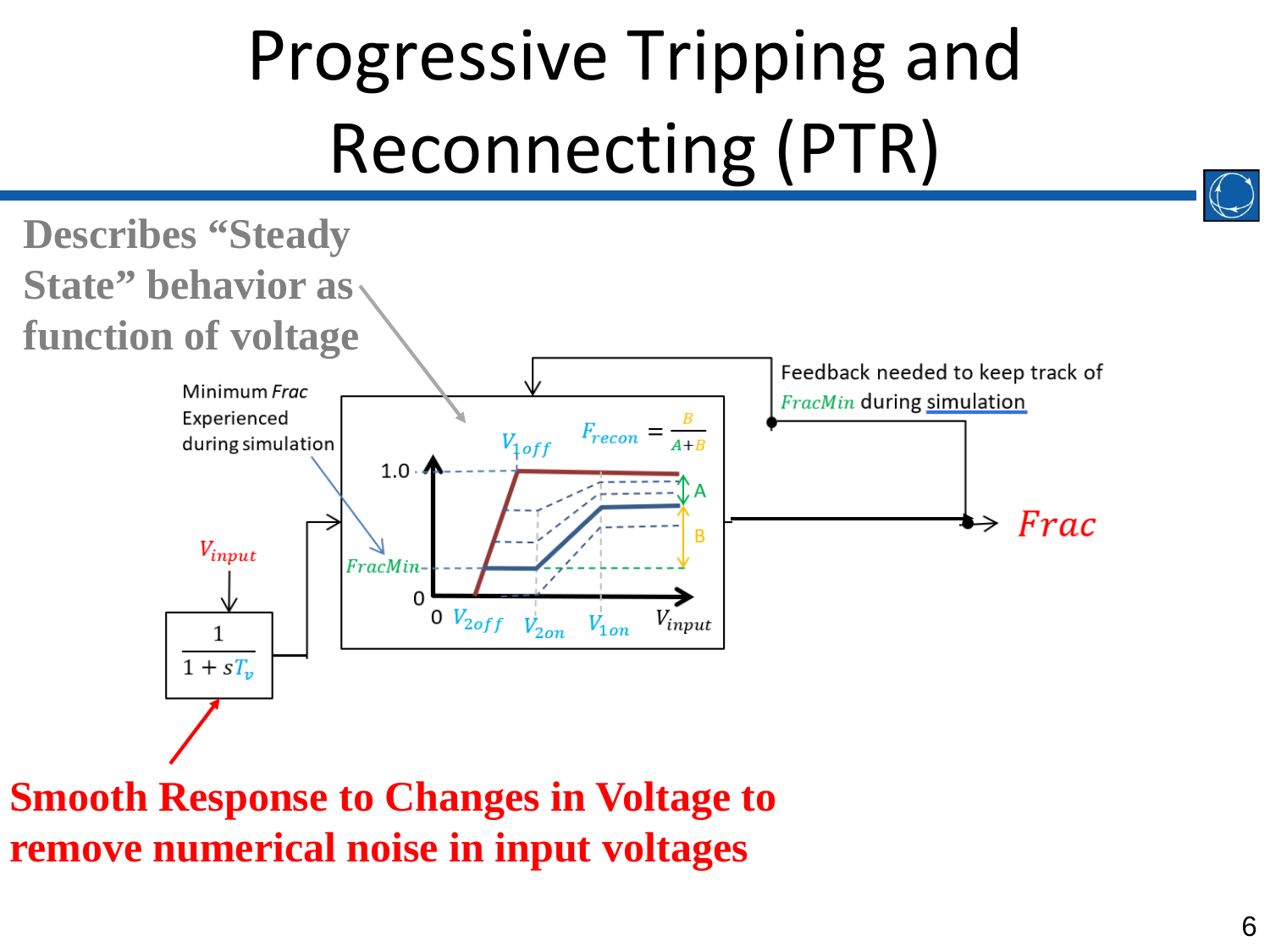# Progressive Tripping and Reconnecting (PTR)

**Describes "Steady State" behavior as function of voltage**

Minimum *Frac* Experienced during simulation

Feedback needed to keep track of *FracMin* during simulation

$V_{input}$

$$\frac{1}{1+sT_v}$$

$F_{recon} = \frac{B}{A+B}$

1.0

*FracMin*

0

0 $V_{2off}$ $V_{2on}$ $V_{1on}$ $V_{input}$

$V_{1off}$

A

B

*Frac*

**Smooth Response to Changes in Voltage to remove numerical noise in input voltages**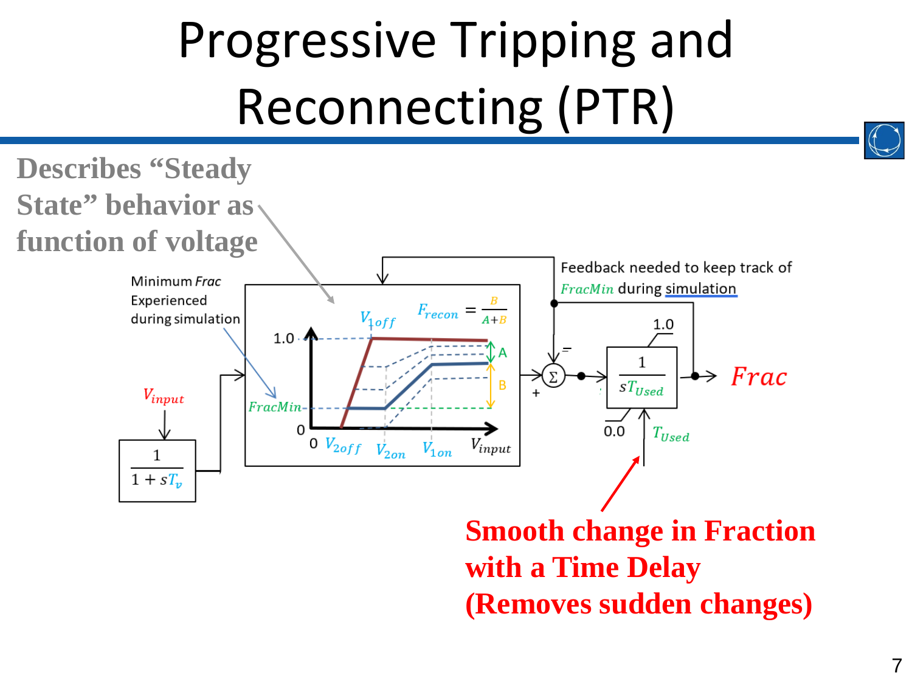# Progressive Tripping and Reconnecting (PTR)

**Describes "Steady State" behavior as function of voltage**

Minimum *Frac* Experienced during simulation

Feedback needed to keep track of $FracMin$ during simulation

$V_{input}$

$\frac{1}{1+sT_v}$

$V_{1off}$

$F_{recon} = \frac{B}{A+B}$

1.0

A

B

$FracMin$

0

0 $V_{2off}$ $V_{2on}$ $V_{1on}$ $V_{input}$

$\Sigma$

=

+

1.0

$\frac{1}{sT_{Used}}$

0.0

$T_{Used}$

$Frac$

**Smooth change in Fraction with a Time Delay (Removes sudden changes)**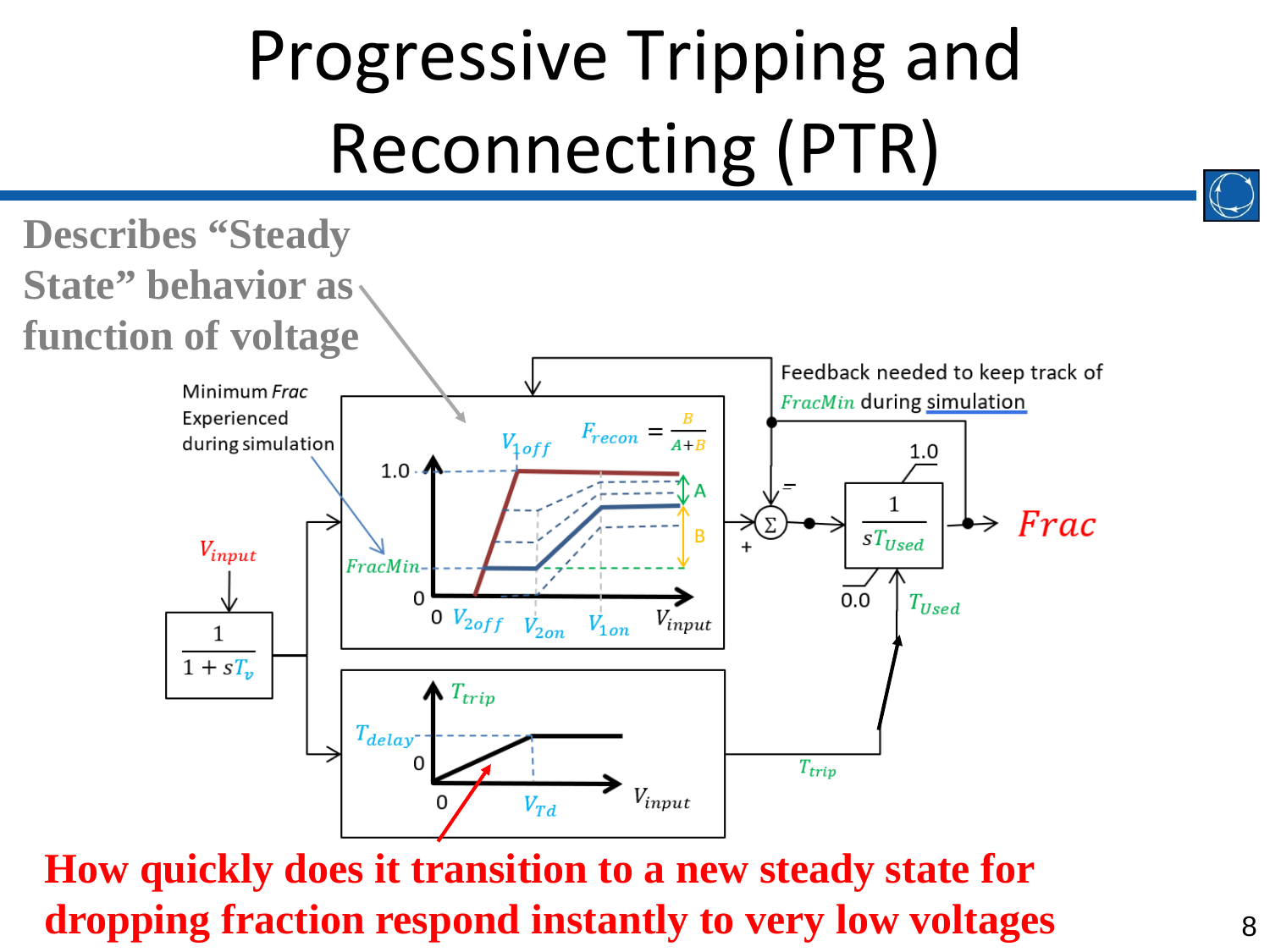# Progressive Tripping and Reconnecting (PTR)

**Describes "Steady State" behavior as function of voltage**

Minimum *Frac* Experienced during simulation

Feedback needed to keep track of $FracMin$ during simulation

$V_{input}$

$\frac{1}{1+sT_v}$

$V_{1off}$

$F_{recon} = \frac{B}{A+B}$

1.0

A

B

$FracMin$

0

0 $V_{2off}$ $V_{2on}$ $V_{1on}$ $V_{input}$

$\Sigma$

=

+

1.0

$\frac{1}{sT_{Used}}$

0.0

$Frac$

$T_{Used}$

$T_{trip}$

$T_{delay}$

0

0 $V_{Td}$ $V_{input}$

$T_{trip}$

**How quickly does it transition to a new steady state for dropping fraction respond instantly to very low voltages**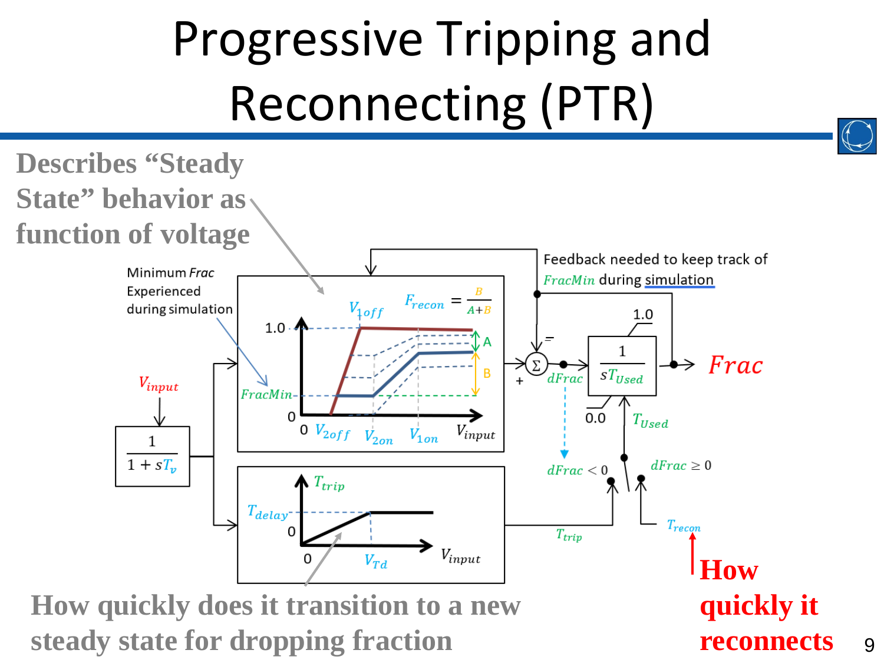# Progressive Tripping and Reconnecting (PTR)

**Describes "Steady State" behavior as function of voltage**

Minimum *Frac* Experienced during simulation

Feedback needed to keep track of *FracMin* during simulation

$V_{input}$

$\frac{1}{1+sT_v}$

$V_{1off}$

$F_{recon} = \frac{B}{A+B}$

1.0

A

B

*FracMin*

0

0 $V_{2off}$ $V_{2on}$ $V_{1on}$ $V_{input}$

$\Sigma$

+

$dFrac$

1.0

$\frac{1}{sT_{Used}}$

0.0

*Frac*

$T_{Used}$

$dFrac < 0$

$dFrac \geq 0$

$T_{trip}$

$T_{delay}$

0

0 $V_{Td}$ $V_{input}$

$T_{trip}$

$T_{recon}$

**How quickly does it transition to a new steady state for dropping fraction**

**How quickly it reconnects**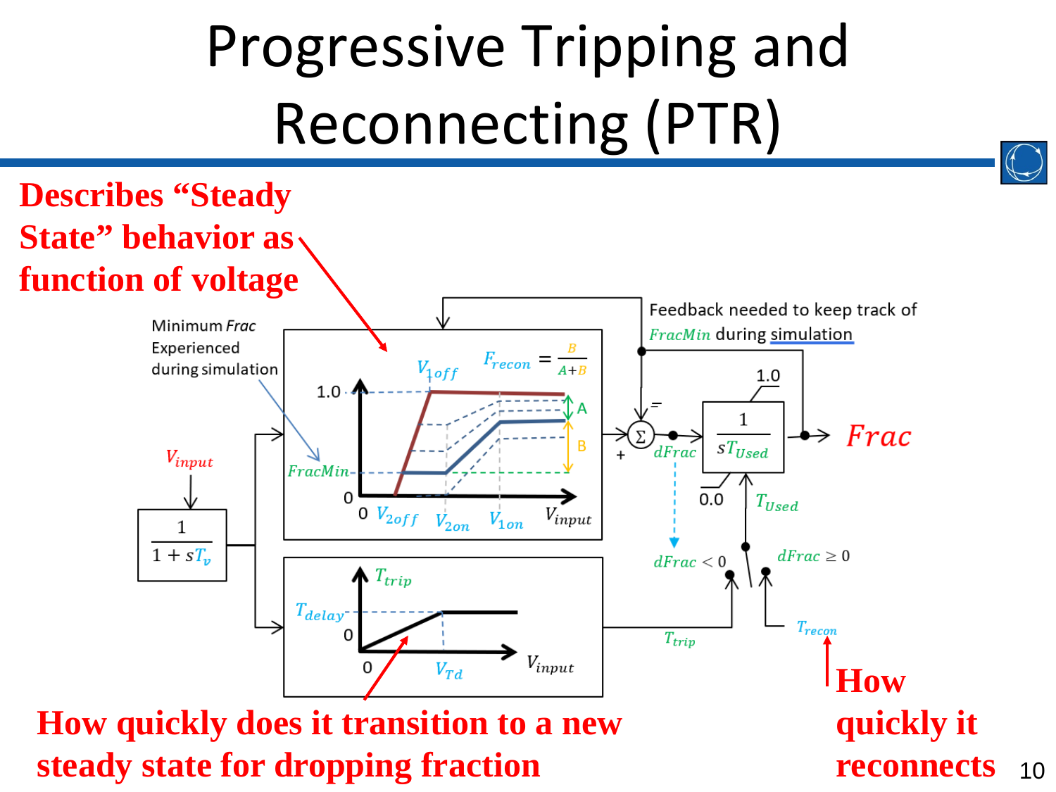# Progressive Tripping and Reconnecting (PTR)

**Describes "Steady State" behavior as function of voltage**

Minimum *Frac* Experienced during simulation

Feedback needed to keep track of *FracMin* during simulation

$V_{input}$

$\frac{1}{1+sT_v}$

$V_{1off}$

$F_{recon} = \frac{B}{A+B}$

1.0

A

B

*FracMin*

0

0 $V_{2off}$ $V_{2on}$ $V_{1on}$ $V_{input}$

$\Sigma$

=

+

$dFrac$

1.0

$\frac{1}{sT_{Used}}$

0.0

*Frac*

$T_{Used}$

$dFrac < 0$

$dFrac \geq 0$

$T_{trip}$

$T_{delay}$

0

0 $V_{Td}$ $V_{input}$

$T_{trip}$

$T_{recon}$

**How quickly does it transition to a new steady state for dropping fraction**

**How quickly it reconnects**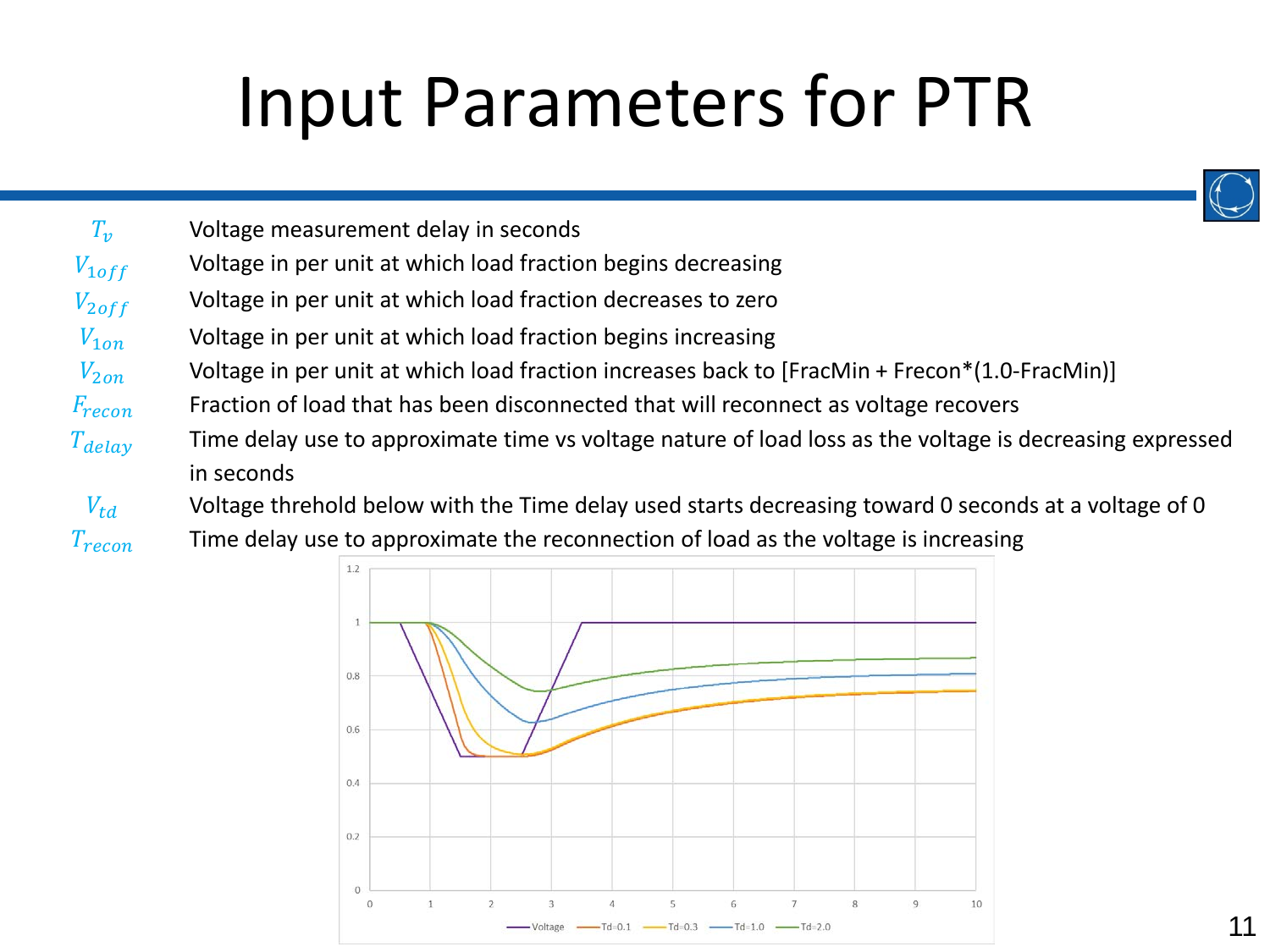# Input Parameters for PTR

| | |
|---|---|
| $T_v$ | Voltage measurement delay in seconds |
| $V_{1off}$ | Voltage in per unit at which load fraction begins decreasing |
| $V_{2off}$ | Voltage in per unit at which load fraction decreases to zero |
| $V_{1on}$ | Voltage in per unit at which load fraction begins increasing |
| $V_{2on}$ | Voltage in per unit at which load fraction increases back to [FracMin + Frecon*(1.0-FracMin)] |
| $F_{recon}$ | Fraction of load that has been disconnected that will reconnect as voltage recovers |
| $T_{delay}$ | Time delay use to approximate time vs voltage nature of load loss as the voltage is decreasing expressed in seconds |
| $V_{td}$ | Voltage threhold below with the Time delay used starts decreasing toward 0 seconds at a voltage of 0 |
| $T_{recon}$ | Time delay use to approximate the reconnection of load as the voltage is increasing |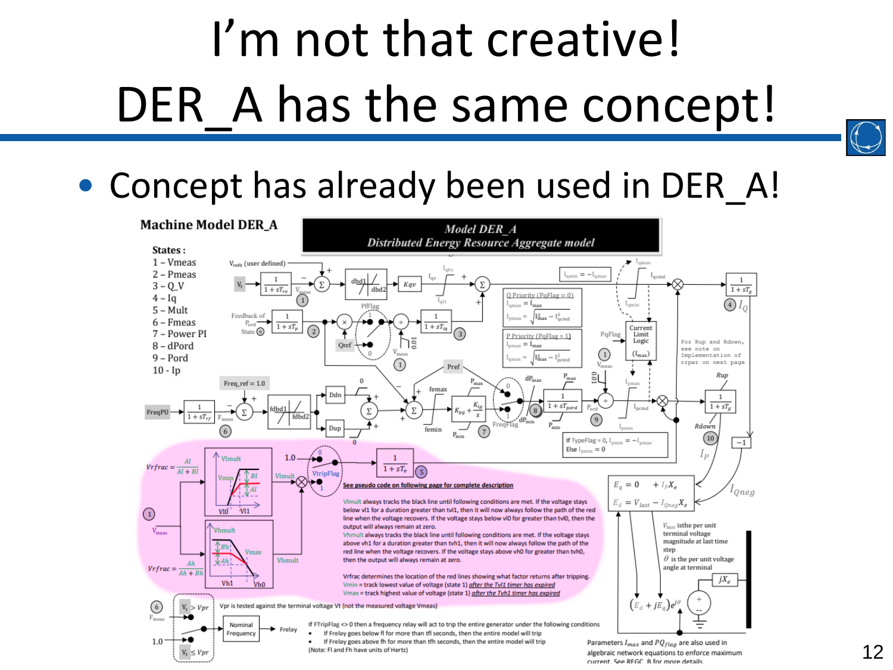# I'm not that creative! DER_A has the same concept!

- Concept has already been used in DER_A!

**Machine Model DER_A**

**Model DER_A — Distributed Energy Resource Aggregate model**

**States:**

1 – Vmeas
2 – Pmeas
3 – Q_V
4 – Iq
5 – Mult
6 – Fmeas
7 – Power PI
8 – dPord
9 – Pord
10 - Ip

See pseudo code on following page for complete description

Vlmult always tracks the black line until following conditions are met. If the voltage stays below vl1 for a duration greater than tvl1, then it will now always follow the path of the red line when the voltage recovers. If the voltage stays below vl0 for greater than tvl0, then the output will always remain at zero.

Vhmult always tracks the black line until following conditions are met. If the voltage stays above vh1 for a duration greater than tvh1, then it will now always follow the path of the red line when the voltage recovers. If the voltage stays above vh0 for greater than tvh0, then the output will always remain at zero.

Vrfrac determines the location of the red lines showing what factor returns after tripping.
Vmin = track lowest value of voltage (state 1) after the Tvl1 timer has expired
Vmax = track highest value of voltage (state 1) after the Tvh1 timer has expired

Vpr is tested against the terminal voltage Vt (not the measured voltage Vmeas)

If FTripFlag <> 0 then a frequency relay will act to trip the entire generator under the following conditions

- If Frelay goes below fl for more than tfl seconds, then the entire model will trip
- If Frelay goes above fh for more than tfh seconds, then the entire model will trip

(Note: Fl and Fh have units of Hertz)

For Rup and Rdown, see note on Implementation of rrpwr on next page

$V_{last}$ is the per unit terminal voltage magnitude at last time step

$\theta$ is the per unit voltage angle at terminal

Parameters $I_{max}$ and $PQ_{flag}$ are also used in algebraic network equations to enforce maximum current. See REGC_B for more details.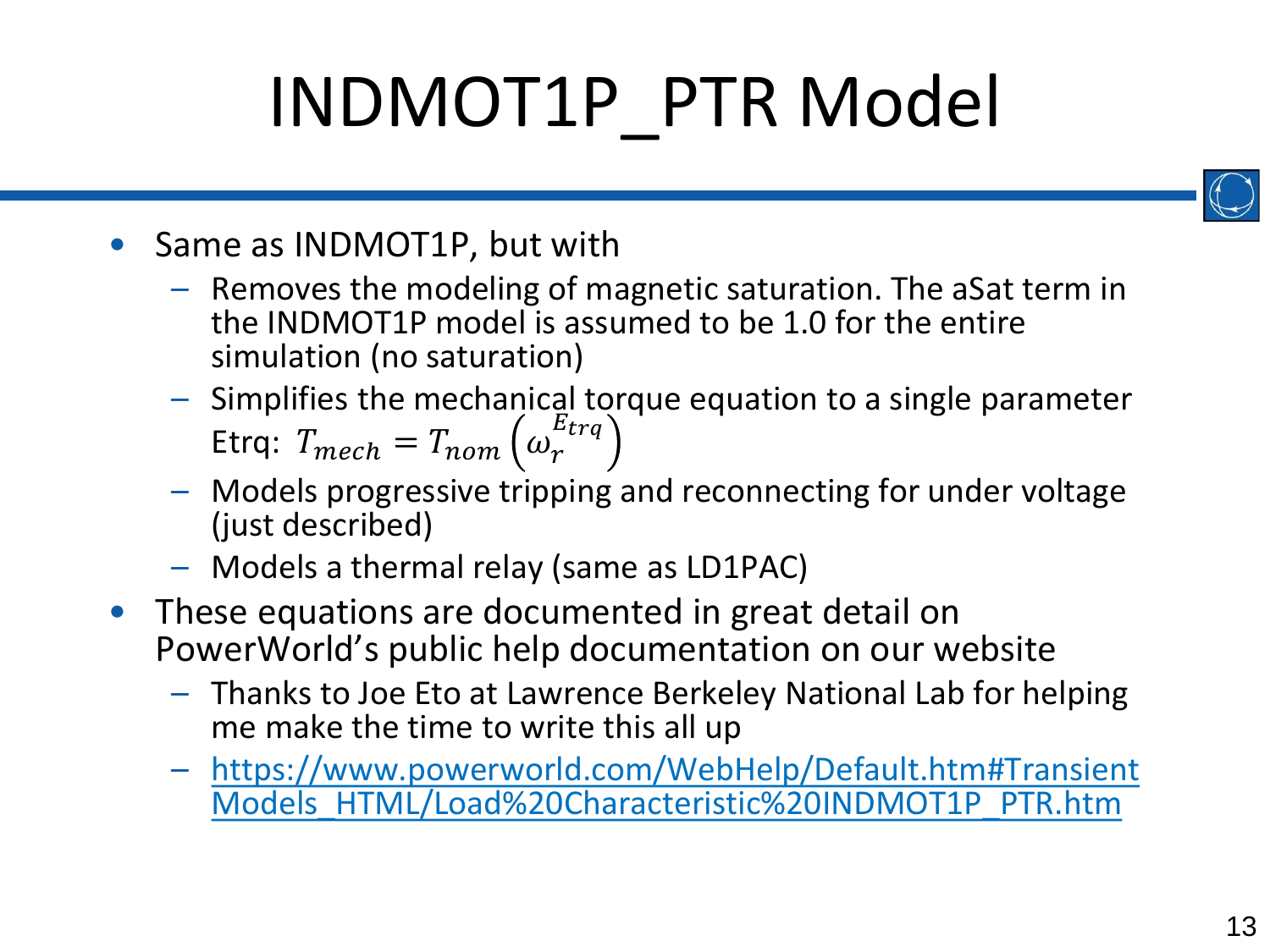# INDMOT1P_PTR Model

- Same as INDMOT1P, but with
  - Removes the modeling of magnetic saturation. The aSat term in the INDMOT1P model is assumed to be 1.0 for the entire simulation (no saturation)
  - Simplifies the mechanical torque equation to a single parameter Etrq: $T_{mech} = T_{nom}\left(\omega_r^{E_{trq}}\right)$
  - Models progressive tripping and reconnecting for under voltage (just described)
  - Models a thermal relay (same as LD1PAC)
- These equations are documented in great detail on PowerWorld's public help documentation on our website
  - Thanks to Joe Eto at Lawrence Berkeley National Lab for helping me make the time to write this all up
  - https://www.powerworld.com/WebHelp/Default.htm#TransientModels_HTML/Load%20Characteristic%20INDMOT1P_PTR.htm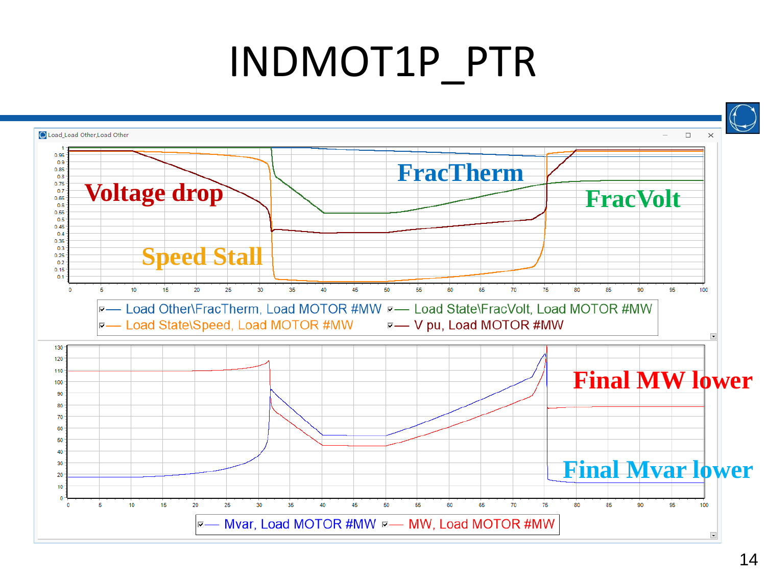# INDMOT1P_PTR

Load_Load Other,Load Other

Voltage drop

FracTherm

FracVolt

Speed Stall

Load Other\FracTherm, Load MOTOR #MW — Load State\FracVolt, Load MOTOR #MW — Load State\Speed, Load MOTOR #MW — V pu, Load MOTOR #MW

Final MW lower

Final Mvar lower

Mvar, Load MOTOR #MW — MW, Load MOTOR #MW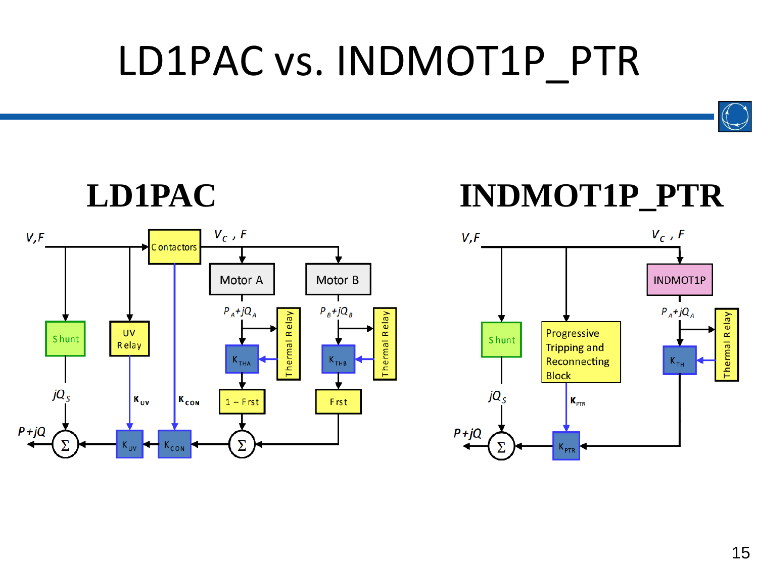# LD1PAC vs. INDMOT1P_PTR

## LD1PAC

V,F → Contractors → $V_C$ , F

- Shunt → $jQ_S$
- UV Relay → $K_{UV}$
- Contactors → $K_{CON}$
- Motor A → $P_A+jQ_A$ → $K_{THA}$ (Thermal Relay) → 1 – Frst
- Motor B → $P_B+jQ_B$ → $K_{THB}$ (Thermal Relay) → Frst

Σ → $K_{CON}$ → $K_{UV}$ → Σ → P+jQ

## INDMOT1P_PTR

V,F → $V_C$ , F

- Shunt → $jQ_S$
- Progressive Tripping and Reconnecting Block → $K_{PTR}$
- INDMOT1P → $P_A+jQ_A$ → $K_{TH}$ (Thermal Relay)

$K_{PTR}$ → Σ → P+jQ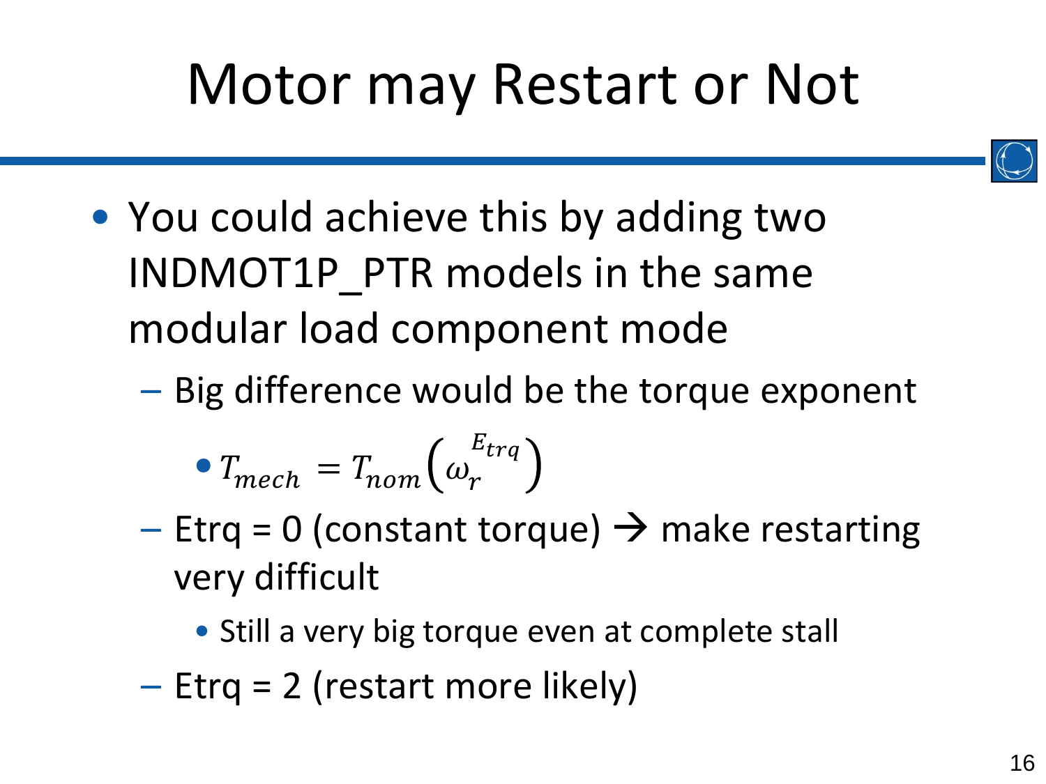# Motor may Restart or Not

- You could achieve this by adding two INDMOT1P_PTR models in the same modular load component mode
  - Big difference would be the torque exponent
    - $T_{mech} = T_{nom}\left(\omega_r^{E_{trq}}\right)$
  - Etrq = 0 (constant torque) → make restarting very difficult
    - Still a very big torque even at complete stall
  - Etrq = 2 (restart more likely)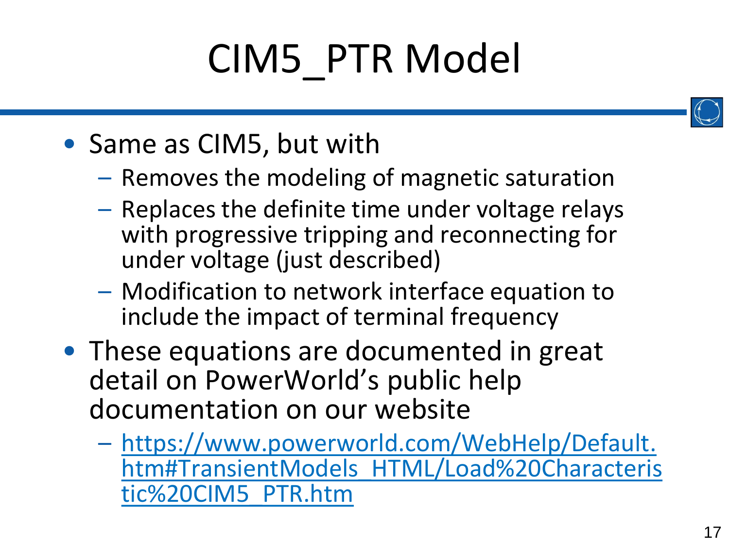# CIM5_PTR Model

- Same as CIM5, but with
  - Removes the modeling of magnetic saturation
  - Replaces the definite time under voltage relays with progressive tripping and reconnecting for under voltage (just described)
  - Modification to network interface equation to include the impact of terminal frequency
- These equations are documented in great detail on PowerWorld’s public help documentation on our website
  - [https://www.powerworld.com/WebHelp/Default.htm#TransientModels_HTML/Load%20Characteristic%20CIM5_PTR.htm](https://www.powerworld.com/WebHelp/Default.htm#TransientModels_HTML/Load%20Characteristic%20CIM5_PTR.htm)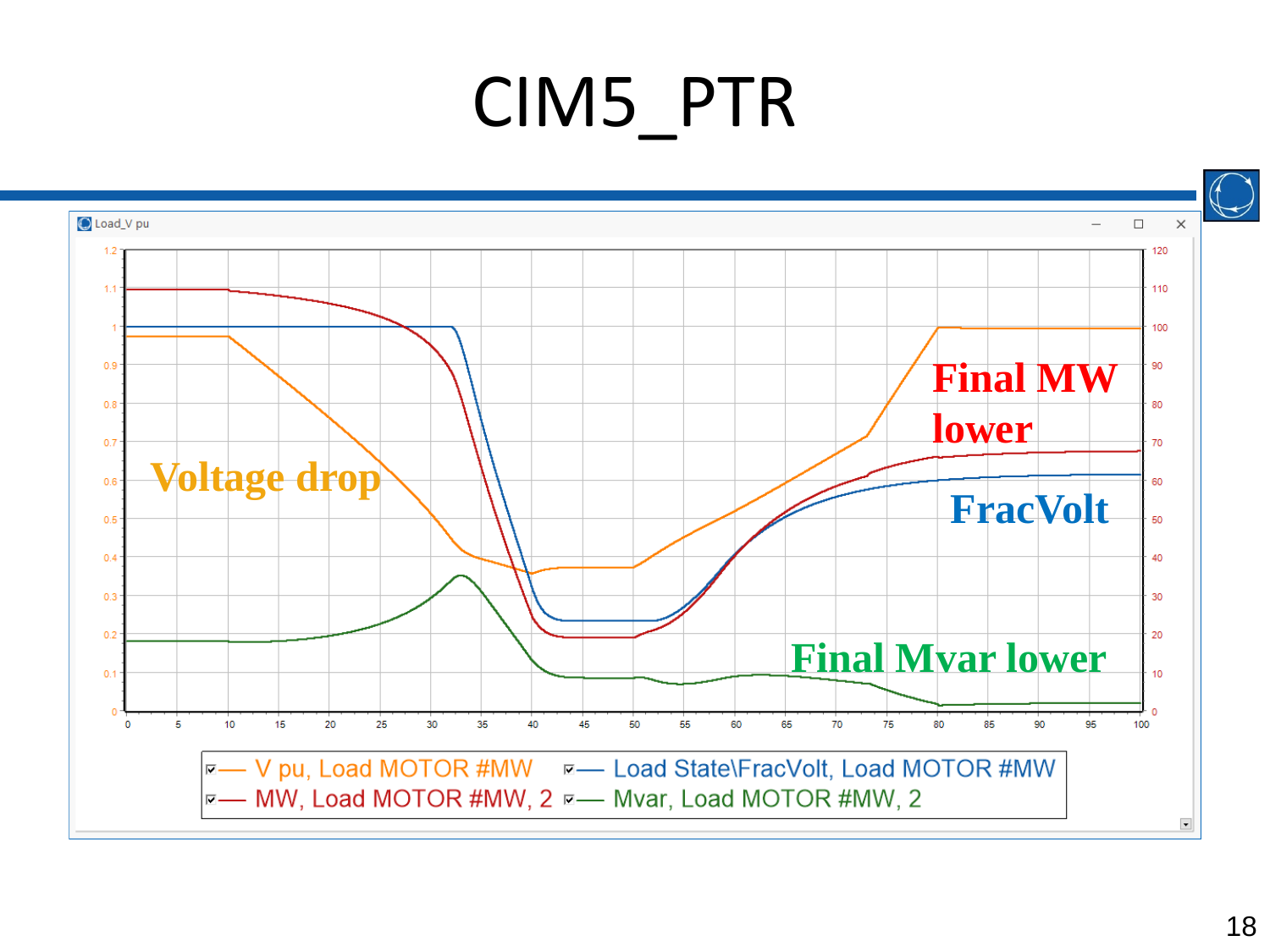# CIM5_PTR

Load_V pu

Voltage drop

Final MW lower

FracVolt

Final Mvar lower

V pu, Load MOTOR #MW

Load State\FracVolt, Load MOTOR #MW

MW, Load MOTOR #MW, 2

Mvar, Load MOTOR #MW, 2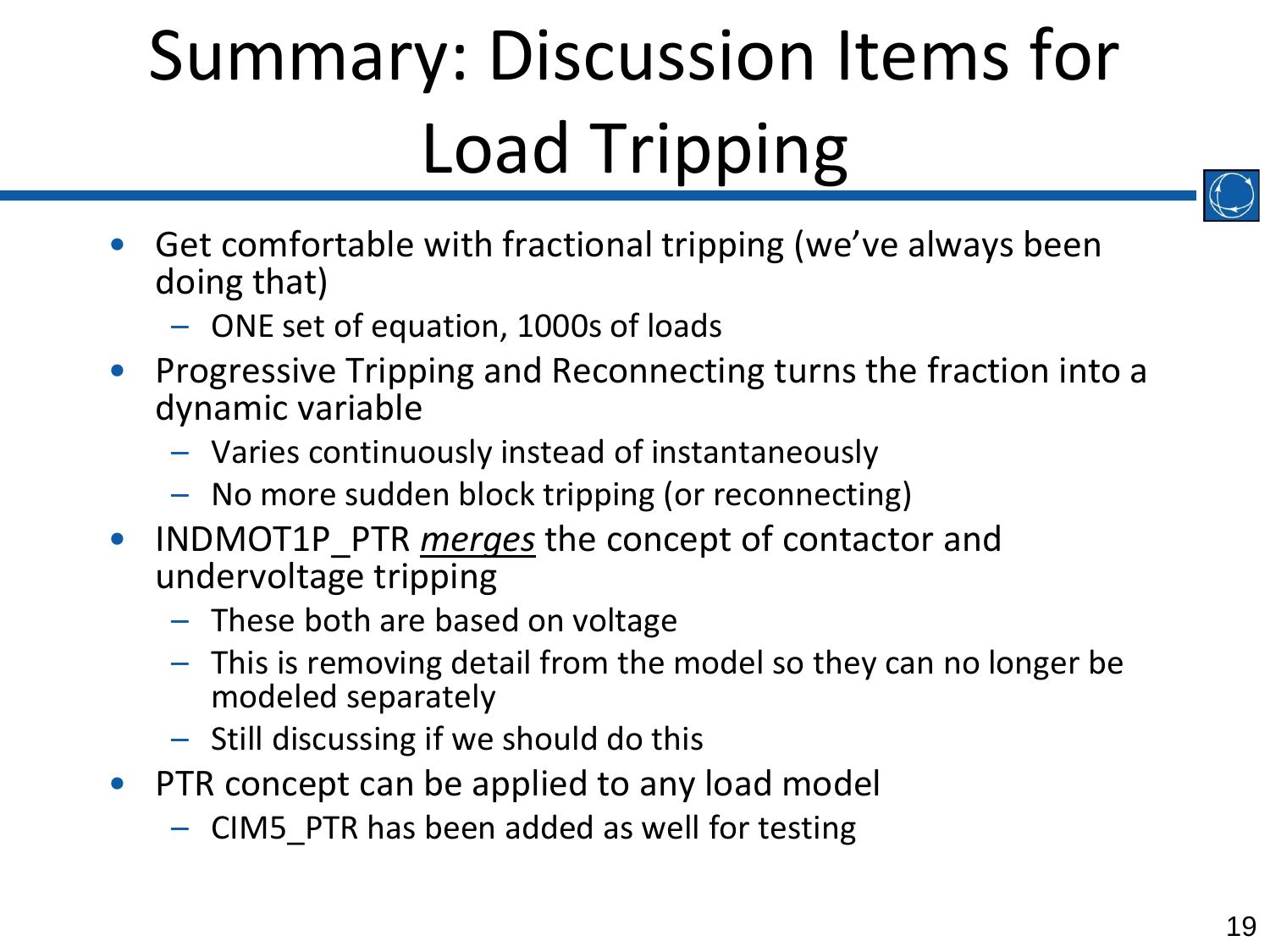# Summary: Discussion Items for Load Tripping

- Get comfortable with fractional tripping (we've always been doing that)
  - ONE set of equation, 1000s of loads
- Progressive Tripping and Reconnecting turns the fraction into a dynamic variable
  - Varies continuously instead of instantaneously
  - No more sudden block tripping (or reconnecting)
- INDMOT1P_PTR *merges* the concept of contactor and undervoltage tripping
  - These both are based on voltage
  - This is removing detail from the model so they can no longer be modeled separately
  - Still discussing if we should do this
- PTR concept can be applied to any load model
  - CIM5_PTR has been added as well for testing